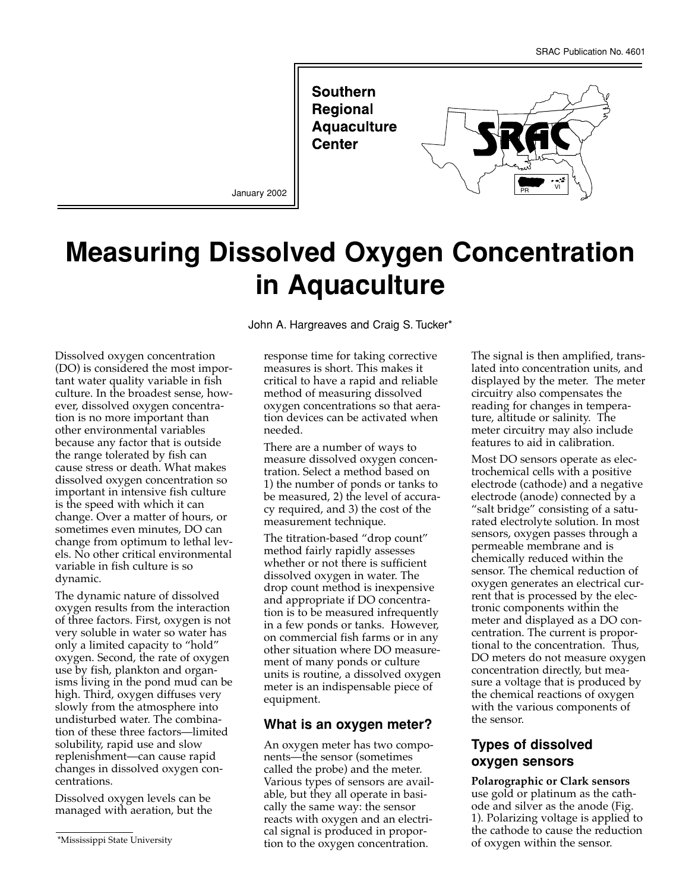SRAC Publication No. 4601

Southern Regional Aquaculture Center

January 2002

# Measuring Dissolved Oxygen Concentration in Aquaculture

John A. Hargreaves and Craig S. Tucker*

Dissolved oxygen concentration (DO) is considered the most important water quality variable in fish culture. In the broadest sense, however, dissolved oxygen concentration is no more important than other environmental variables because any factor that is outside the range tolerated by fish can cause stress or death. What makes dissolved oxygen concentration so important in intensive fish culture is the speed with which it can change. Over a matter of hours, or sometimes even minutes, DO can change from optimum to lethal levels. No other critical environmental variable in fish culture is so dynamic.

The dynamic nature of dissolved oxygen results from the interaction of three factors. First, oxygen is not very soluble in water so water has only a limited capacity to "hold" oxygen. Second, the rate of oxygen use by fish, plankton and organisms living in the pond mud can be high. Third, oxygen diffuses very slowly from the atmosphere into undisturbed water. The combination of these three factors—limited solubility, rapid use and slow replenishment—can cause rapid changes in dissolved oxygen concentrations.

Dissolved oxygen levels can be managed with aeration, but the response time for taking corrective measures is short. This makes it critical to have a rapid and reliable method of measuring dissolved oxygen concentrations so that aeration devices can be activated when needed.

There are a number of ways to measure dissolved oxygen concentration. Select a method based on 1) the number of ponds or tanks to be measured, 2) the level of accuracy required, and 3) the cost of the measurement technique.

The titration-based "drop count" method fairly rapidly assesses whether or not there is sufficient dissolved oxygen in water. The drop count method is inexpensive and appropriate if DO concentration is to be measured infrequently in a few ponds or tanks. However, on commercial fish farms or in any other situation where DO measurement of many ponds or culture units is routine, a dissolved oxygen meter is an indispensable piece of equipment.

## What is an oxygen meter?

An oxygen meter has two components—the sensor (sometimes called the probe) and the meter. Various types of sensors are available, but they all operate in basically the same way: the sensor reacts with oxygen and an electrical signal is produced in proportion to the oxygen concentration. The signal is then amplified, translated into concentration units, and displayed by the meter. The meter circuitry also compensates the reading for changes in temperature, altitude or salinity. The meter circuitry may also include features to aid in calibration.

Most DO sensors operate as electrochemical cells with a positive electrode (cathode) and a negative electrode (anode) connected by a "salt bridge" consisting of a saturated electrolyte solution. In most sensors, oxygen passes through a permeable membrane and is chemically reduced within the sensor. The chemical reduction of oxygen generates an electrical current that is processed by the electronic components within the meter and displayed as a DO concentration. The current is proportional to the concentration. Thus, DO meters do not measure oxygen concentration directly, but measure a voltage that is produced by the chemical reactions of oxygen with the various components of the sensor.

## Types of dissolved oxygen sensors

**Polarographic or Clark sensors** use gold or platinum as the cathode and silver as the anode (Fig. 1). Polarizing voltage is applied to the cathode to cause the reduction of oxygen within the sensor.

*Mississippi State University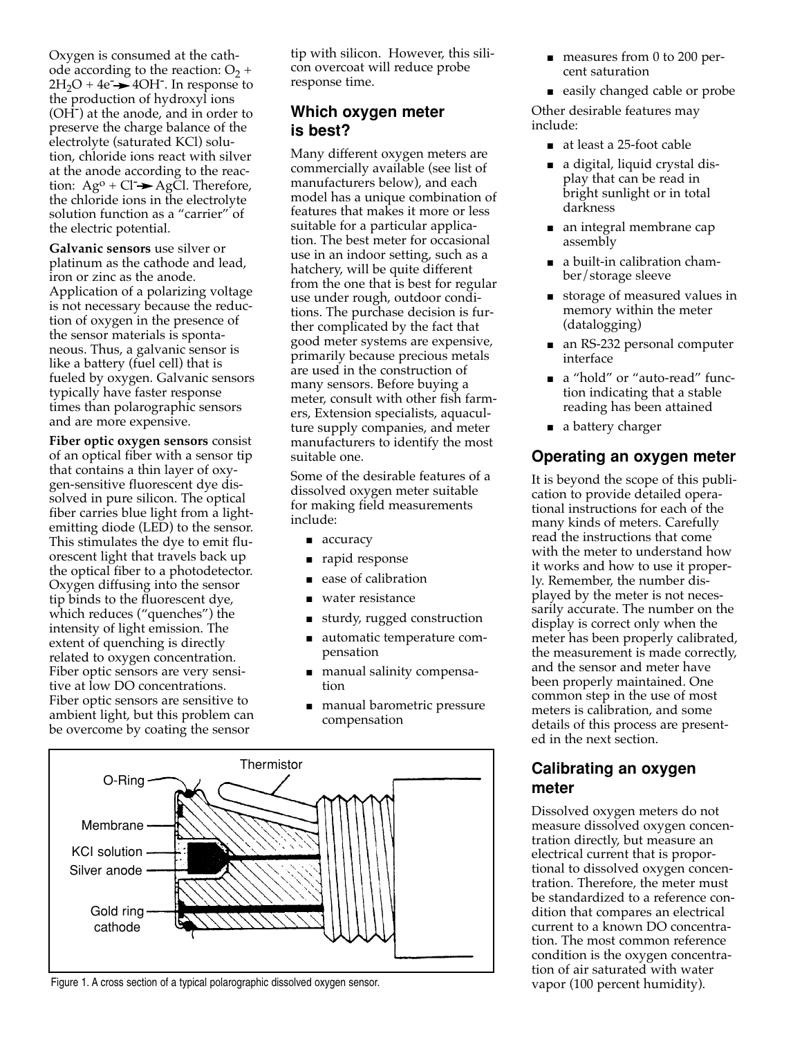Oxygen is consumed at the cathode according to the reaction: $O_2 + 2H_2O + 4e^- \rightarrow 4OH^-$. In response to the production of hydroxyl ions ($OH^-$) at the anode, and in order to preserve the charge balance of the electrolyte (saturated KCl) solution, chloride ions react with silver at the anode according to the reaction: $Ag^o + Cl^- \rightarrow AgCl$. Therefore, the chloride ions in the electrolyte solution function as a "carrier" of the electric potential.

**Galvanic sensors** use silver or platinum as the cathode and lead, iron or zinc as the anode. Application of a polarizing voltage is not necessary because the reduction of oxygen in the presence of the sensor materials is spontaneous. Thus, a galvanic sensor is like a battery (fuel cell) that is fueled by oxygen. Galvanic sensors typically have faster response times than polarographic sensors and are more expensive.

**Fiber optic oxygen sensors** consist of an optical fiber with a sensor tip that contains a thin layer of oxygen-sensitive fluorescent dye dissolved in pure silicon. The optical fiber carries blue light from a light-emitting diode (LED) to the sensor. This stimulates the dye to emit fluorescent light that travels back up the optical fiber to a photodetector. Oxygen diffusing into the sensor tip binds to the fluorescent dye, which reduces ("quenches") the intensity of light emission. The extent of quenching is directly related to oxygen concentration. Fiber optic sensors are very sensitive at low DO concentrations. Fiber optic sensors are sensitive to ambient light, but this problem can be overcome by coating the sensor tip with silicon. However, this silicon overcoat will reduce probe response time.

## Which oxygen meter is best?

Many different oxygen meters are commercially available (see list of manufacturers below), and each model has a unique combination of features that makes it more or less suitable for a particular application. The best meter for occasional use in an indoor setting, such as a hatchery, will be quite different from the one that is best for regular use under rough, outdoor conditions. The purchase decision is further complicated by the fact that good meter systems are expensive, primarily because precious metals are used in the construction of many sensors. Before buying a meter, consult with other fish farmers, Extension specialists, aquaculture supply companies, and meter manufacturers to identify the most suitable one.

Some of the desirable features of a dissolved oxygen meter suitable for making field measurements include:

- accuracy
- rapid response
- ease of calibration
- water resistance
- sturdy, rugged construction
- automatic temperature compensation
- manual salinity compensation
- manual barometric pressure compensation
- measures from 0 to 200 percent saturation
- easily changed cable or probe

Other desirable features may include:

- at least a 25-foot cable
- a digital, liquid crystal display that can be read in bright sunlight or in total darkness
- an integral membrane cap assembly
- a built-in calibration chamber/storage sleeve
- storage of measured values in memory within the meter (datalogging)
- an RS-232 personal computer interface
- a "hold" or "auto-read" function indicating that a stable reading has been attained
- a battery charger

Thermistor

O-Ring

Membrane

KCl solution

Silver anode

Gold ring cathode

Figure 1. A cross section of a typical polarographic dissolved oxygen sensor.

## Operating an oxygen meter

It is beyond the scope of this publication to provide detailed operational instructions for each of the many kinds of meters. Carefully read the instructions that come with the meter to understand how it works and how to use it properly. Remember, the number displayed by the meter is not necessarily accurate. The number on the display is correct only when the meter has been properly calibrated, the measurement is made correctly, and the sensor and meter have been properly maintained. One common step in the use of most meters is calibration, and some details of this process are presented in the next section.

## Calibrating an oxygen meter

Dissolved oxygen meters do not measure dissolved oxygen concentration directly, but measure an electrical current that is proportional to dissolved oxygen concentration. Therefore, the meter must be standardized to a reference condition that compares an electrical current to a known DO concentration. The most common reference condition is the oxygen concentration of air saturated with water vapor (100 percent humidity).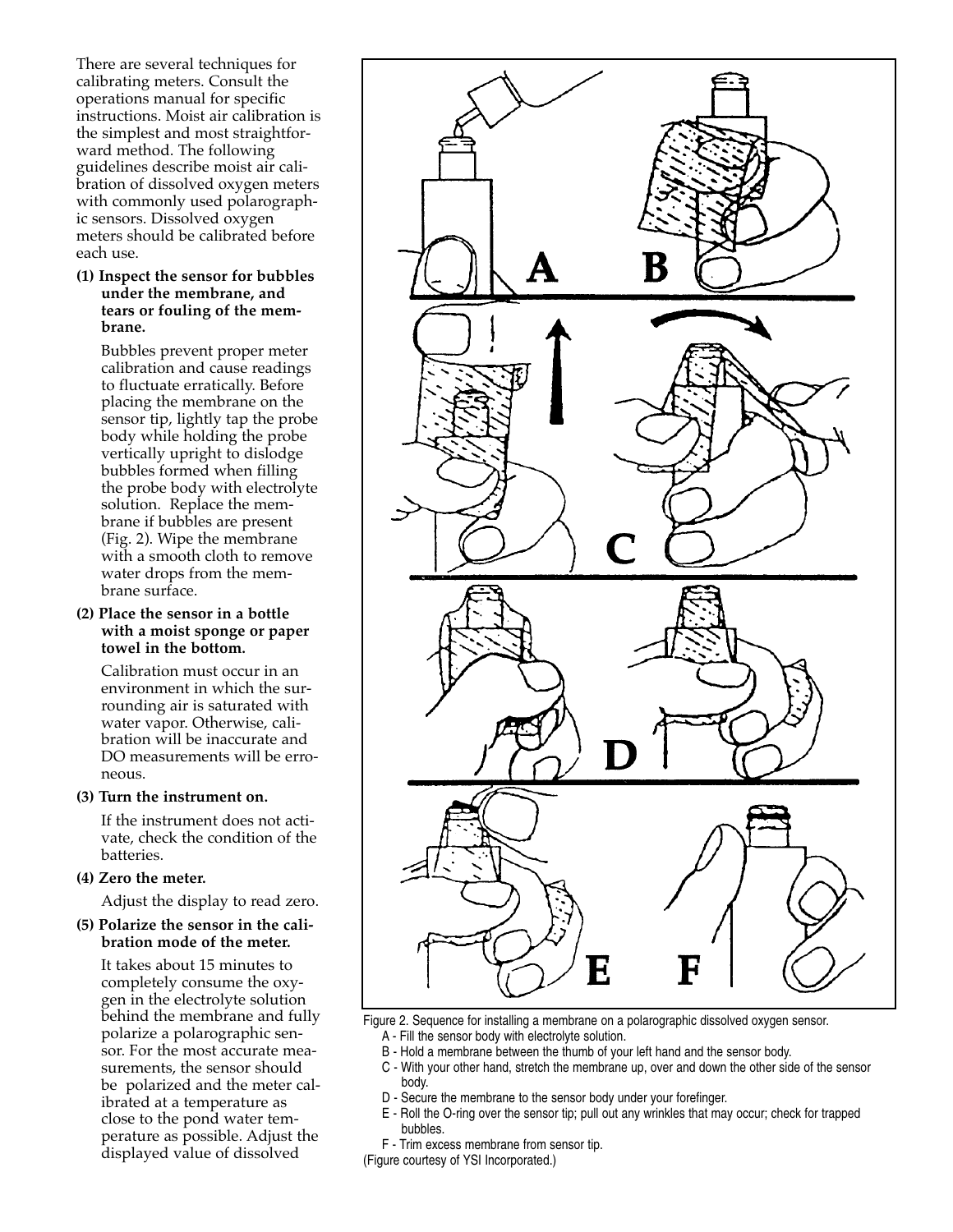There are several techniques for calibrating meters. Consult the operations manual for specific instructions. Moist air calibration is the simplest and most straightforward method. The following guidelines describe moist air calibration of dissolved oxygen meters with commonly used polarographic sensors. Dissolved oxygen meters should be calibrated before each use.

**(1) Inspect the sensor for bubbles under the membrane, and tears or fouling of the membrane.**

Bubbles prevent proper meter calibration and cause readings to fluctuate erratically. Before placing the membrane on the sensor tip, lightly tap the probe body while holding the probe vertically upright to dislodge bubbles formed when filling the probe body with electrolyte solution. Replace the membrane if bubbles are present (Fig. 2). Wipe the membrane with a smooth cloth to remove water drops from the membrane surface.

**(2) Place the sensor in a bottle with a moist sponge or paper towel in the bottom.**

Calibration must occur in an environment in which the surrounding air is saturated with water vapor. Otherwise, calibration will be inaccurate and DO measurements will be erroneous.

**(3) Turn the instrument on.**

If the instrument does not activate, check the condition of the batteries.

**(4) Zero the meter.**

Adjust the display to read zero.

**(5) Polarize the sensor in the calibration mode of the meter.**

It takes about 15 minutes to completely consume the oxygen in the electrolyte solution behind the membrane and fully polarize a polarographic sensor. For the most accurate measurements, the sensor should be polarized and the meter calibrated at a temperature as close to the pond water temperature as possible. Adjust the displayed value of dissolved

Figure 2. Sequence for installing a membrane on a polarographic dissolved oxygen sensor.
A - Fill the sensor body with electrolyte solution.
B - Hold a membrane between the thumb of your left hand and the sensor body.
C - With your other hand, stretch the membrane up, over and down the other side of the sensor body.
D - Secure the membrane to the sensor body under your forefinger.
E - Roll the O-ring over the sensor tip; pull out any wrinkles that may occur; check for trapped bubbles.
F - Trim excess membrane from sensor tip.
(Figure courtesy of YSI Incorporated.)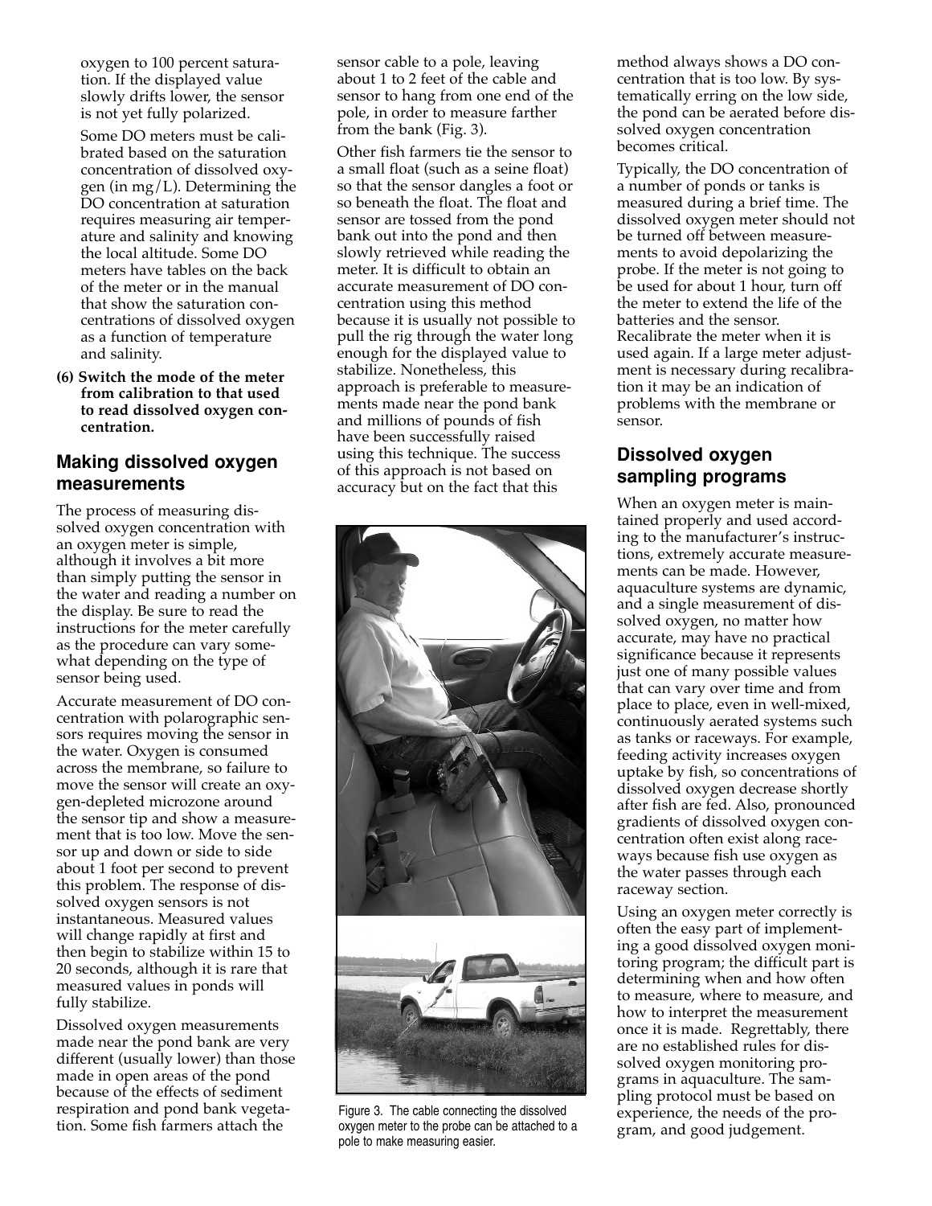oxygen to 100 percent saturation. If the displayed value slowly drifts lower, the sensor is not yet fully polarized.

Some DO meters must be calibrated based on the saturation concentration of dissolved oxygen (in mg/L). Determining the DO concentration at saturation requires measuring air temperature and salinity and knowing the local altitude. Some DO meters have tables on the back of the meter or in the manual that show the saturation concentrations of dissolved oxygen as a function of temperature and salinity.

**(6) Switch the mode of the meter from calibration to that used to read dissolved oxygen concentration.**

## Making dissolved oxygen measurements

The process of measuring dissolved oxygen concentration with an oxygen meter is simple, although it involves a bit more than simply putting the sensor in the water and reading a number on the display. Be sure to read the instructions for the meter carefully as the procedure can vary somewhat depending on the type of sensor being used.

Accurate measurement of DO concentration with polarographic sensors requires moving the sensor in the water. Oxygen is consumed across the membrane, so failure to move the sensor will create an oxygen-depleted microzone around the sensor tip and show a measurement that is too low. Move the sensor up and down or side to side about 1 foot per second to prevent this problem. The response of dissolved oxygen sensors is not instantaneous. Measured values will change rapidly at first and then begin to stabilize within 15 to 20 seconds, although it is rare that measured values in ponds will fully stabilize.

Dissolved oxygen measurements made near the pond bank are very different (usually lower) than those made in open areas of the pond because of the effects of sediment respiration and pond bank vegetation. Some fish farmers attach the sensor cable to a pole, leaving about 1 to 2 feet of the cable and sensor to hang from one end of the pole, in order to measure farther from the bank (Fig. 3).

Other fish farmers tie the sensor to a small float (such as a seine float) so that the sensor dangles a foot or so beneath the float. The float and sensor are tossed from the pond bank out into the pond and then slowly retrieved while reading the meter. It is difficult to obtain an accurate measurement of DO concentration using this method because it is usually not possible to pull the rig through the water long enough for the displayed value to stabilize. Nonetheless, this approach is preferable to measurements made near the pond bank and millions of pounds of fish have been successfully raised using this technique. The success of this approach is not based on accuracy but on the fact that this method always shows a DO concentration that is too low. By systematically erring on the low side, the pond can be aerated before dissolved oxygen concentration becomes critical.

Figure 3. The cable connecting the dissolved oxygen meter to the probe can be attached to a pole to make measuring easier.

Typically, the DO concentration of a number of ponds or tanks is measured during a brief time. The dissolved oxygen meter should not be turned off between measurements to avoid depolarizing the probe. If the meter is not going to be used for about 1 hour, turn off the meter to extend the life of the batteries and the sensor. Recalibrate the meter when it is used again. If a large meter adjustment is necessary during recalibration it may be an indication of problems with the membrane or sensor.

## Dissolved oxygen sampling programs

When an oxygen meter is maintained properly and used according to the manufacturer's instructions, extremely accurate measurements can be made. However, aquaculture systems are dynamic, and a single measurement of dissolved oxygen, no matter how accurate, may have no practical significance because it represents just one of many possible values that can vary over time and from place to place, even in well-mixed, continuously aerated systems such as tanks or raceways. For example, feeding activity increases oxygen uptake by fish, so concentrations of dissolved oxygen decrease shortly after fish are fed. Also, pronounced gradients of dissolved oxygen concentration often exist along raceways because fish use oxygen as the water passes through each raceway section.

Using an oxygen meter correctly is often the easy part of implementing a good dissolved oxygen monitoring program; the difficult part is determining when and how often to measure, where to measure, and how to interpret the measurement once it is made. Regrettably, there are no established rules for dissolved oxygen monitoring programs in aquaculture. The sampling protocol must be based on experience, the needs of the program, and good judgement.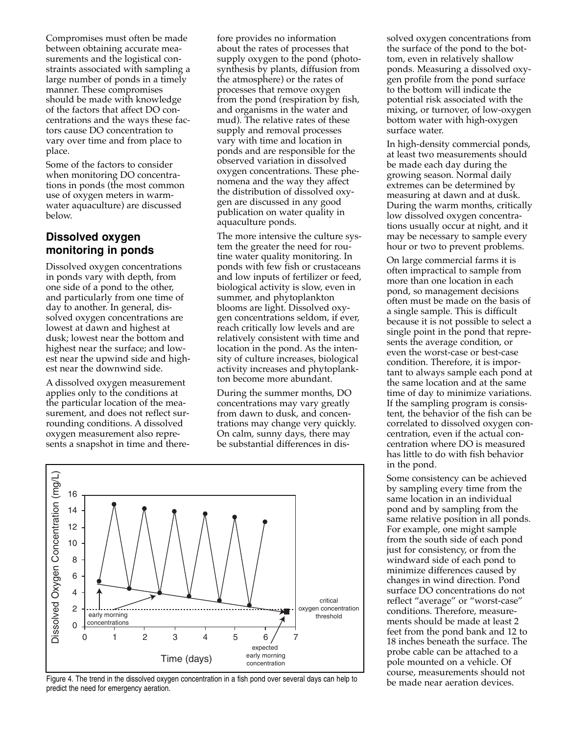Compromises must often be made between obtaining accurate measurements and the logistical constraints associated with sampling a large number of ponds in a timely manner. These compromises should be made with knowledge of the factors that affect DO concentrations and the ways these factors cause DO concentration to vary over time and from place to place.

Some of the factors to consider when monitoring DO concentrations in ponds (the most common use of oxygen meters in warmwater aquaculture) are discussed below.

## Dissolved oxygen monitoring in ponds

Dissolved oxygen concentrations in ponds vary with depth, from one side of a pond to the other, and particularly from one time of day to another. In general, dissolved oxygen concentrations are lowest at dawn and highest at dusk; lowest near the bottom and highest near the surface; and lowest near the upwind side and highest near the downwind side.

A dissolved oxygen measurement applies only to the conditions at the particular location of the measurement, and does not reflect surrounding conditions. A dissolved oxygen measurement also represents a snapshot in time and therefore provides no information about the rates of processes that supply oxygen to the pond (photosynthesis by plants, diffusion from the atmosphere) or the rates of processes that remove oxygen from the pond (respiration by fish, and organisms in the water and mud). The relative rates of these supply and removal processes vary with time and location in ponds and are responsible for the observed variation in dissolved oxygen concentrations. These phenomena and the way they affect the distribution of dissolved oxygen are discussed in any good publication on water quality in aquaculture ponds.

The more intensive the culture system the greater the need for routine water quality monitoring. In ponds with few fish or crustaceans and low inputs of fertilizer or feed, biological activity is slow, even in summer, and phytoplankton blooms are light. Dissolved oxygen concentrations seldom, if ever, reach critically low levels and are relatively consistent with time and location in the pond. As the intensity of culture increases, biological activity increases and phytoplankton become more abundant.

During the summer months, DO concentrations may vary greatly from dawn to dusk, and concentrations may change very quickly. On calm, sunny days, there may be substantial differences in dissolved oxygen concentrations from the surface of the pond to the bottom, even in relatively shallow ponds. Measuring a dissolved oxygen profile from the pond surface to the bottom will indicate the potential risk associated with the mixing, or turnover, of low-oxygen bottom water with high-oxygen surface water.

In high-density commercial ponds, at least two measurements should be made each day during the growing season. Normal daily extremes can be determined by measuring at dawn and at dusk. During the warm months, critically low dissolved oxygen concentrations usually occur at night, and it may be necessary to sample every hour or two to prevent problems.

On large commercial farms it is often impractical to sample from more than one location in each pond, so management decisions often must be made on the basis of a single sample. This is difficult because it is not possible to select a single point in the pond that represents the average condition, or even the worst-case or best-case condition. Therefore, it is important to always sample each pond at the same location and at the same time of day to minimize variations. If the sampling program is consistent, the behavior of the fish can be correlated to dissolved oxygen concentration, even if the actual concentration where DO is measured has little to do with fish behavior in the pond.

Some consistency can be achieved by sampling every time from the same location in an individual pond and by sampling from the same relative position in all ponds. For example, one might sample from the south side of each pond just for consistency, or from the windward side of each pond to minimize differences caused by changes in wind direction. Pond surface DO concentrations do not reflect "average" or "worst-case" conditions. Therefore, measurements should be made at least 2 feet from the pond bank and 12 to 18 inches beneath the surface. The probe cable can be attached to a pole mounted on a vehicle. Of course, measurements should not be made near aeration devices.

Figure 4. The trend in the dissolved oxygen concentration in a fish pond over several days can help to predict the need for emergency aeration.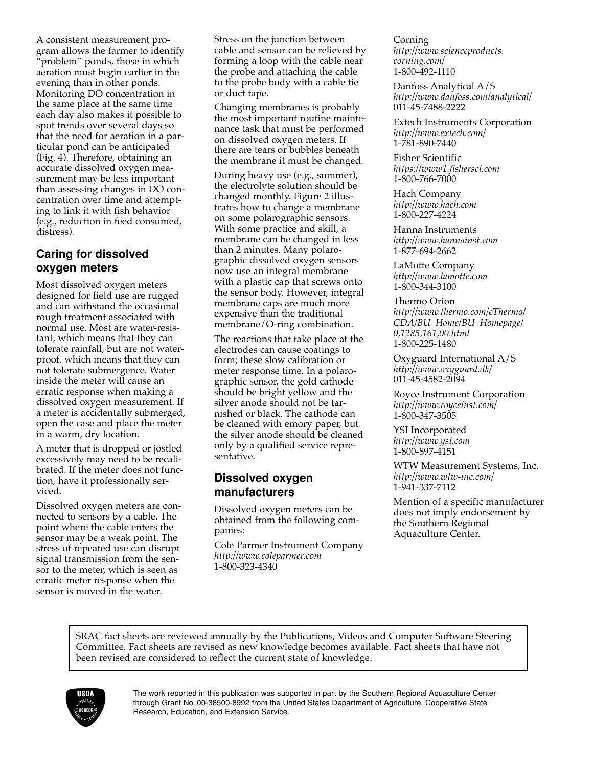A consistent measurement program allows the farmer to identify "problem" ponds, those in which aeration must begin earlier in the evening than in other ponds. Monitoring DO concentration in the same place at the same time each day also makes it possible to spot trends over several days so that the need for aeration in a particular pond can be anticipated (Fig. 4). Therefore, obtaining an accurate dissolved oxygen measurement may be less important than assessing changes in DO concentration over time and attempting to link it with fish behavior (e.g., reduction in feed consumed, distress).

## Caring for dissolved oxygen meters

Most dissolved oxygen meters designed for field use are rugged and can withstand the occasional rough treatment associated with normal use. Most are water-resistant, which means that they can tolerate rainfall, but are not waterproof, which means that they can not tolerate submergence. Water inside the meter will cause an erratic response when making a dissolved oxygen measurement. If a meter is accidentally submerged, open the case and place the meter in a warm, dry location.

A meter that is dropped or jostled excessively may need to be recalibrated. If the meter does not function, have it professionally serviced.

Dissolved oxygen meters are connected to sensors by a cable. The point where the cable enters the sensor may be a weak point. The stress of repeated use can disrupt signal transmission from the sensor to the meter, which is seen as erratic meter response when the sensor is moved in the water. Stress on the junction between cable and sensor can be relieved by forming a loop with the cable near the probe and attaching the cable to the probe body with a cable tie or duct tape.

Changing membranes is probably the most important routine maintenance task that must be performed on dissolved oxygen meters. If there are tears or bubbles beneath the membrane it must be changed.

During heavy use (e.g., summer), the electrolyte solution should be changed monthly. Figure 2 illustrates how to change a membrane on some polarographic sensors. With some practice and skill, a membrane can be changed in less than 2 minutes. Many polarographic dissolved oxygen sensors now use an integral membrane with a plastic cap that screws onto the sensor body. However, integral membrane caps are much more expensive than the traditional membrane/O-ring combination.

The reactions that take place at the electrodes can cause coatings to form; these slow calibration or meter response time. In a polarographic sensor, the gold cathode should be bright yellow and the silver anode should not be tarnished or black. The cathode can be cleaned with emory paper, but the silver anode should be cleaned only by a qualified service representative.

## Dissolved oxygen manufacturers

Dissolved oxygen meters can be obtained from the following companies:

Cole Parmer Instrument Company
*http://www.coleparmer.com*
1-800-323-4340

Corning
*http://www.scienceproducts.corning.com/*
1-800-492-1110

Danfoss Analytical A/S
*http://www.danfoss.com/analytical/*
011-45-7488-2222

Extech Instruments Corporation
*http://www.extech.com/*
1-781-890-7440

Fisher Scientific
*https://www1.fishersci.com*
1-800-766-7000

Hach Company
*http://www.hach.com*
1-800-227-4224

Hanna Instruments
*http://www.hannainst.com*
1-877-694-2662

LaMotte Company
*http://www.lamotte.com*
1-800-344-3100

Thermo Orion
*http://www.thermo.com/eThermo/CDA/BU_Home/BU_Homepage/0,1285,161,00.html*
1-800-225-1480

Oxyguard International A/S
*http://www.oxyguard.dk/*
011-45-4582-2094

Royce Instrument Corporation
*http://www.royceinst.com/*
1-800-347-3505

YSI Incorporated
*http://www.ysi.com*
1-800-897-4151

WTW Measurement Systems, Inc.
*http://www.wtw-inc.com/*
1-941-337-7112

Mention of a specific manufacturer does not imply endorsement by the Southern Regional Aquaculture Center.

SRAC fact sheets are reviewed annually by the Publications, Videos and Computer Software Steering Committee. Fact sheets are revised as new knowledge becomes available. Fact sheets that have not been revised are considered to reflect the current state of knowledge.

The work reported in this publication was supported in part by the Southern Regional Aquaculture Center through Grant No. 00-38500-8992 from the United States Department of Agriculture, Cooperative State Research, Education, and Extension Service.